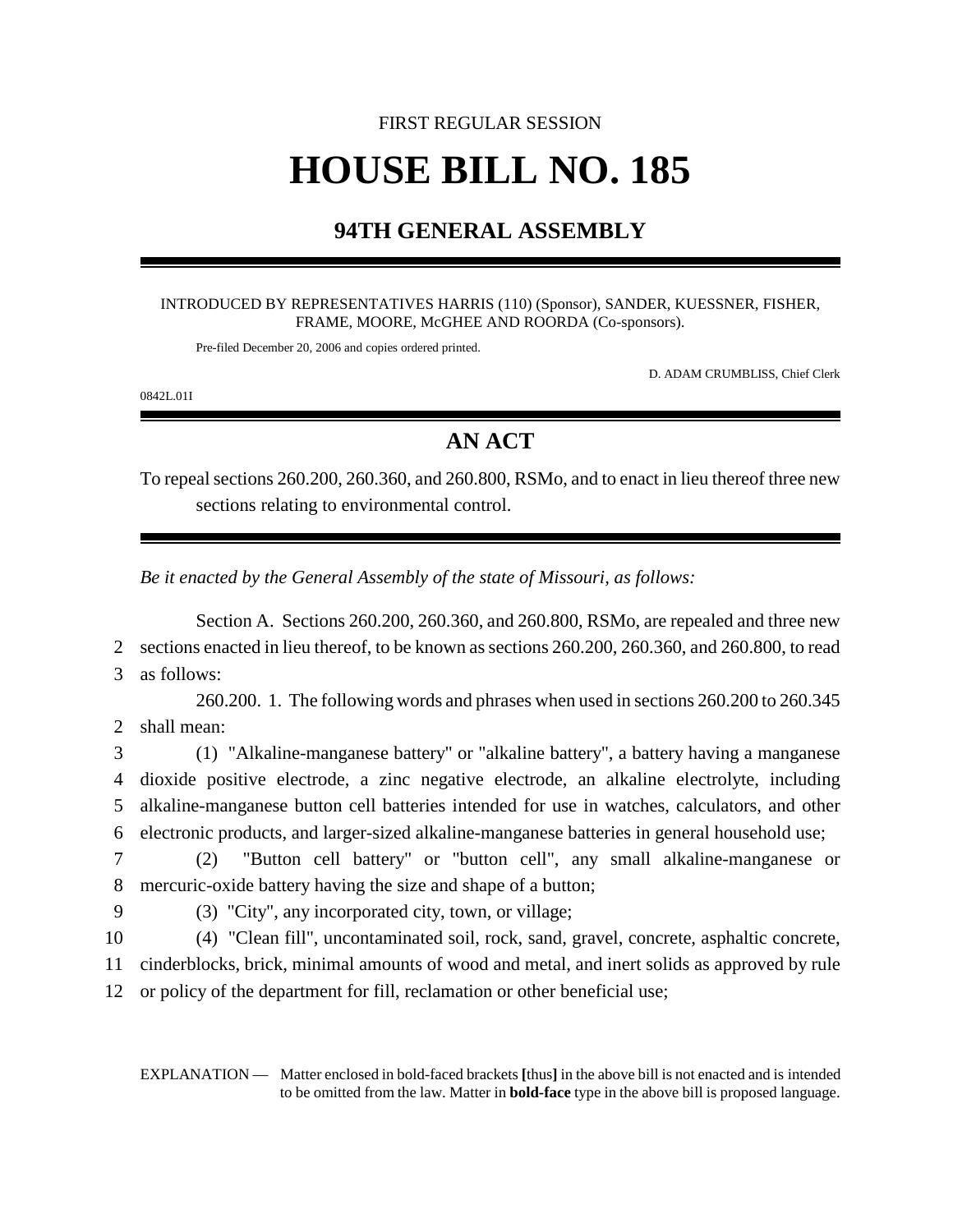FIRST REGULAR SESSION

# HOUSE BILL NO. 185

## 94TH GENERAL ASSEMBLY

INTRODUCED BY REPRESENTATIVES HARRIS (110) (Sponsor), SANDER, KUESSNER, FISHER, FRAME, MOORE, McGHEE AND ROORDA (Co-sponsors).

Pre-filed December 20, 2006 and copies ordered printed.

D. ADAM CRUMBLISS, Chief Clerk

0842L.01I

## AN ACT

To repeal sections 260.200, 260.360, and 260.800, RSMo, and to enact in lieu thereof three new sections relating to environmental control.

*Be it enacted by the General Assembly of the state of Missouri, as follows:*

Section A. Sections 260.200, 260.360, and 260.800, RSMo, are repealed and three new sections enacted in lieu thereof, to be known as sections 260.200, 260.360, and 260.800, to read as follows:

260.200. 1. The following words and phrases when used in sections 260.200 to 260.345 shall mean:

(1) "Alkaline-manganese battery" or "alkaline battery", a battery having a manganese dioxide positive electrode, a zinc negative electrode, an alkaline electrolyte, including alkaline-manganese button cell batteries intended for use in watches, calculators, and other electronic products, and larger-sized alkaline-manganese batteries in general household use;

(2) "Button cell battery" or "button cell", any small alkaline-manganese or mercuric-oxide battery having the size and shape of a button;

(3) "City", any incorporated city, town, or village;

(4) "Clean fill", uncontaminated soil, rock, sand, gravel, concrete, asphaltic concrete, cinderblocks, brick, minimal amounts of wood and metal, and inert solids as approved by rule or policy of the department for fill, reclamation or other beneficial use;

EXPLANATION — Matter enclosed in bold-faced brackets **[**thus**]** in the above bill is not enacted and is intended to be omitted from the law. Matter in **bold-face** type in the above bill is proposed language.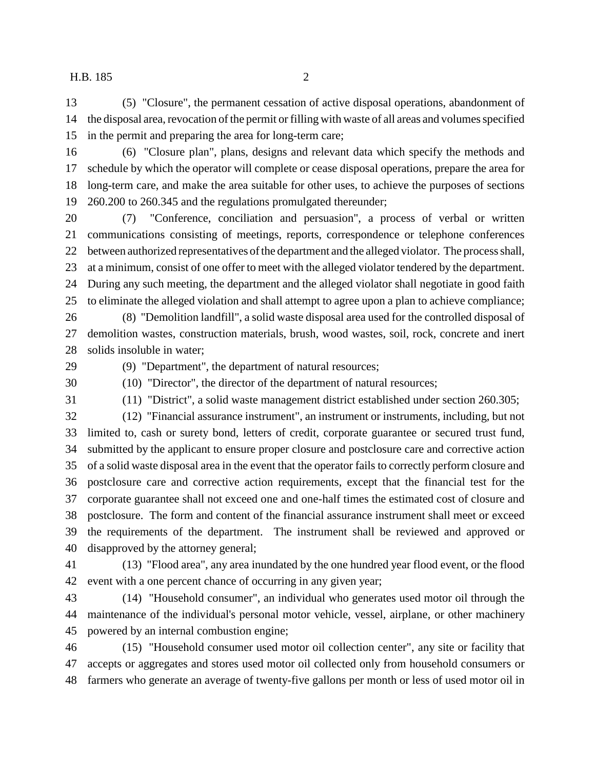(5) "Closure", the permanent cessation of active disposal operations, abandonment of the disposal area, revocation of the permit or filling with waste of all areas and volumes specified in the permit and preparing the area for long-term care;

(6) "Closure plan", plans, designs and relevant data which specify the methods and schedule by which the operator will complete or cease disposal operations, prepare the area for long-term care, and make the area suitable for other uses, to achieve the purposes of sections 260.200 to 260.345 and the regulations promulgated thereunder;

(7) "Conference, conciliation and persuasion", a process of verbal or written communications consisting of meetings, reports, correspondence or telephone conferences between authorized representatives of the department and the alleged violator. The process shall, at a minimum, consist of one offer to meet with the alleged violator tendered by the department. During any such meeting, the department and the alleged violator shall negotiate in good faith to eliminate the alleged violation and shall attempt to agree upon a plan to achieve compliance;

(8) "Demolition landfill", a solid waste disposal area used for the controlled disposal of demolition wastes, construction materials, brush, wood wastes, soil, rock, concrete and inert solids insoluble in water;

(9) "Department", the department of natural resources;

(10) "Director", the director of the department of natural resources;

(11) "District", a solid waste management district established under section 260.305;

(12) "Financial assurance instrument", an instrument or instruments, including, but not limited to, cash or surety bond, letters of credit, corporate guarantee or secured trust fund, submitted by the applicant to ensure proper closure and postclosure care and corrective action of a solid waste disposal area in the event that the operator fails to correctly perform closure and postclosure care and corrective action requirements, except that the financial test for the corporate guarantee shall not exceed one and one-half times the estimated cost of closure and postclosure. The form and content of the financial assurance instrument shall meet or exceed the requirements of the department. The instrument shall be reviewed and approved or disapproved by the attorney general;

(13) "Flood area", any area inundated by the one hundred year flood event, or the flood event with a one percent chance of occurring in any given year;

(14) "Household consumer", an individual who generates used motor oil through the maintenance of the individual's personal motor vehicle, vessel, airplane, or other machinery powered by an internal combustion engine;

(15) "Household consumer used motor oil collection center", any site or facility that accepts or aggregates and stores used motor oil collected only from household consumers or farmers who generate an average of twenty-five gallons per month or less of used motor oil in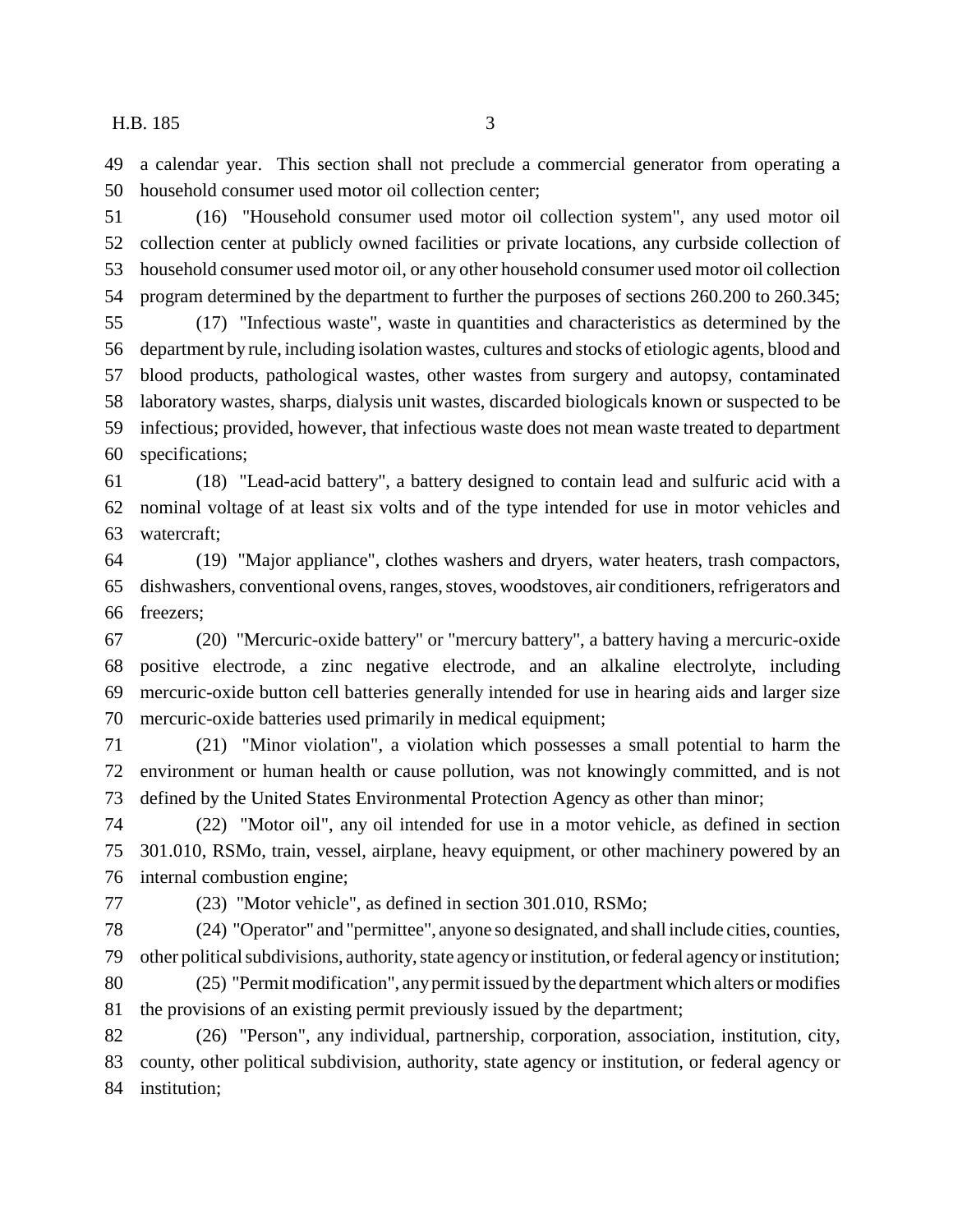a calendar year. This section shall not preclude a commercial generator from operating a household consumer used motor oil collection center;

(16) "Household consumer used motor oil collection system", any used motor oil collection center at publicly owned facilities or private locations, any curbside collection of household consumer used motor oil, or any other household consumer used motor oil collection program determined by the department to further the purposes of sections 260.200 to 260.345;

(17) "Infectious waste", waste in quantities and characteristics as determined by the department by rule, including isolation wastes, cultures and stocks of etiologic agents, blood and blood products, pathological wastes, other wastes from surgery and autopsy, contaminated laboratory wastes, sharps, dialysis unit wastes, discarded biologicals known or suspected to be infectious; provided, however, that infectious waste does not mean waste treated to department specifications;

(18) "Lead-acid battery", a battery designed to contain lead and sulfuric acid with a nominal voltage of at least six volts and of the type intended for use in motor vehicles and watercraft;

(19) "Major appliance", clothes washers and dryers, water heaters, trash compactors, dishwashers, conventional ovens, ranges, stoves, woodstoves, air conditioners, refrigerators and freezers;

(20) "Mercuric-oxide battery" or "mercury battery", a battery having a mercuric-oxide positive electrode, a zinc negative electrode, and an alkaline electrolyte, including mercuric-oxide button cell batteries generally intended for use in hearing aids and larger size mercuric-oxide batteries used primarily in medical equipment;

(21) "Minor violation", a violation which possesses a small potential to harm the environment or human health or cause pollution, was not knowingly committed, and is not defined by the United States Environmental Protection Agency as other than minor;

(22) "Motor oil", any oil intended for use in a motor vehicle, as defined in section 301.010, RSMo, train, vessel, airplane, heavy equipment, or other machinery powered by an internal combustion engine;

(23) "Motor vehicle", as defined in section 301.010, RSMo;

(24) "Operator" and "permittee", anyone so designated, and shall include cities, counties, other political subdivisions, authority, state agency or institution, or federal agency or institution;

(25) "Permit modification", any permit issued by the department which alters or modifies the provisions of an existing permit previously issued by the department;

(26) "Person", any individual, partnership, corporation, association, institution, city, county, other political subdivision, authority, state agency or institution, or federal agency or institution;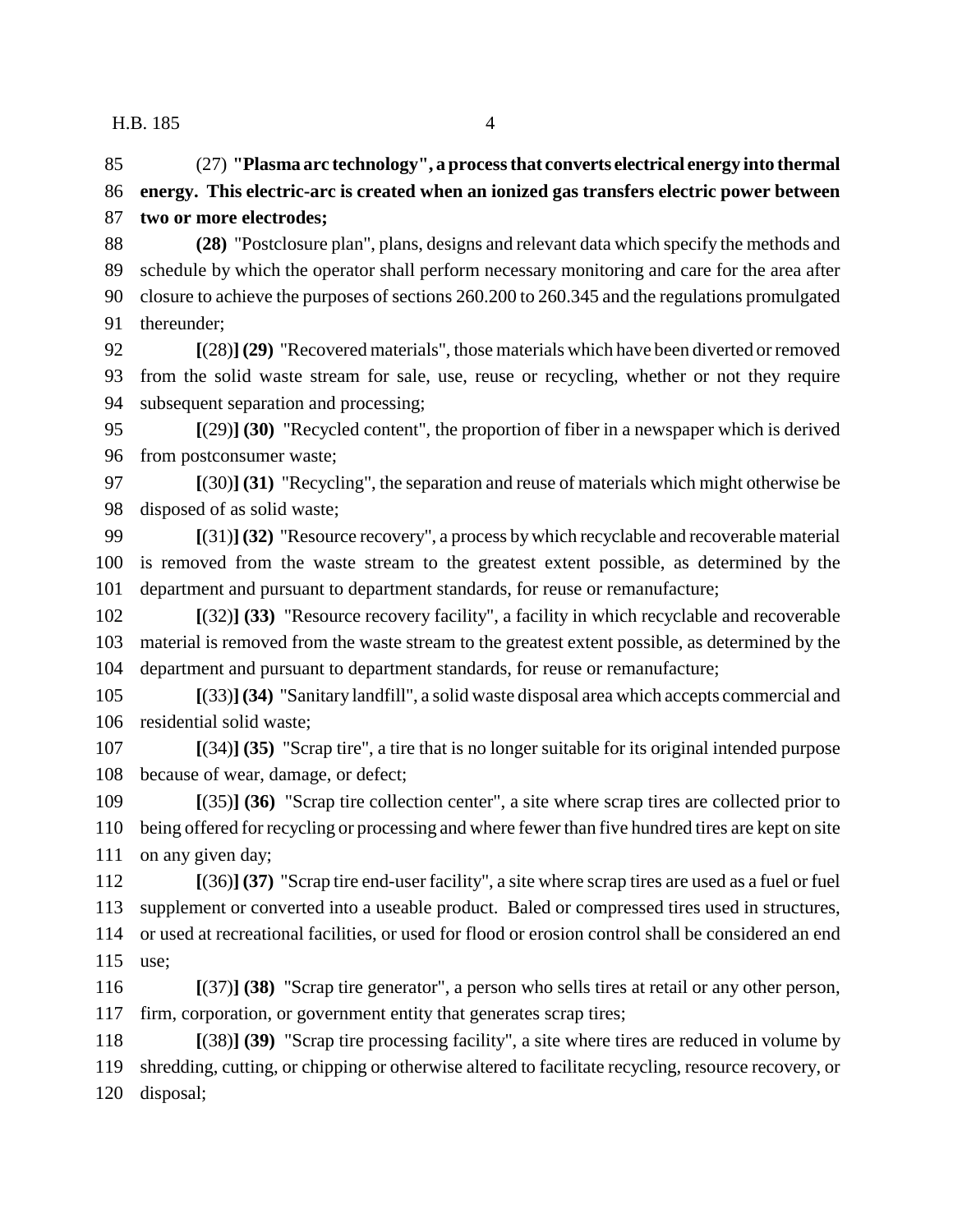(27) **"Plasma arc technology", a process that converts electrical energy into thermal energy. This electric-arc is created when an ionized gas transfers electric power between two or more electrodes;**

**(28)** "Postclosure plan", plans, designs and relevant data which specify the methods and schedule by which the operator shall perform necessary monitoring and care for the area after closure to achieve the purposes of sections 260.200 to 260.345 and the regulations promulgated thereunder;

**[**(28)**] (29)** "Recovered materials", those materials which have been diverted or removed from the solid waste stream for sale, use, reuse or recycling, whether or not they require subsequent separation and processing;

**[**(29)**] (30)** "Recycled content", the proportion of fiber in a newspaper which is derived from postconsumer waste;

**[**(30)**] (31)** "Recycling", the separation and reuse of materials which might otherwise be disposed of as solid waste;

**[**(31)**] (32)** "Resource recovery", a process by which recyclable and recoverable material is removed from the waste stream to the greatest extent possible, as determined by the department and pursuant to department standards, for reuse or remanufacture;

**[**(32)**] (33)** "Resource recovery facility", a facility in which recyclable and recoverable material is removed from the waste stream to the greatest extent possible, as determined by the department and pursuant to department standards, for reuse or remanufacture;

**[**(33)**] (34)** "Sanitary landfill", a solid waste disposal area which accepts commercial and residential solid waste;

**[**(34)**] (35)** "Scrap tire", a tire that is no longer suitable for its original intended purpose because of wear, damage, or defect;

**[**(35)**] (36)** "Scrap tire collection center", a site where scrap tires are collected prior to being offered for recycling or processing and where fewer than five hundred tires are kept on site on any given day;

**[**(36)**] (37)** "Scrap tire end-user facility", a site where scrap tires are used as a fuel or fuel supplement or converted into a useable product. Baled or compressed tires used in structures, or used at recreational facilities, or used for flood or erosion control shall be considered an end use;

**[**(37)**] (38)** "Scrap tire generator", a person who sells tires at retail or any other person, firm, corporation, or government entity that generates scrap tires;

**[**(38)**] (39)** "Scrap tire processing facility", a site where tires are reduced in volume by shredding, cutting, or chipping or otherwise altered to facilitate recycling, resource recovery, or disposal;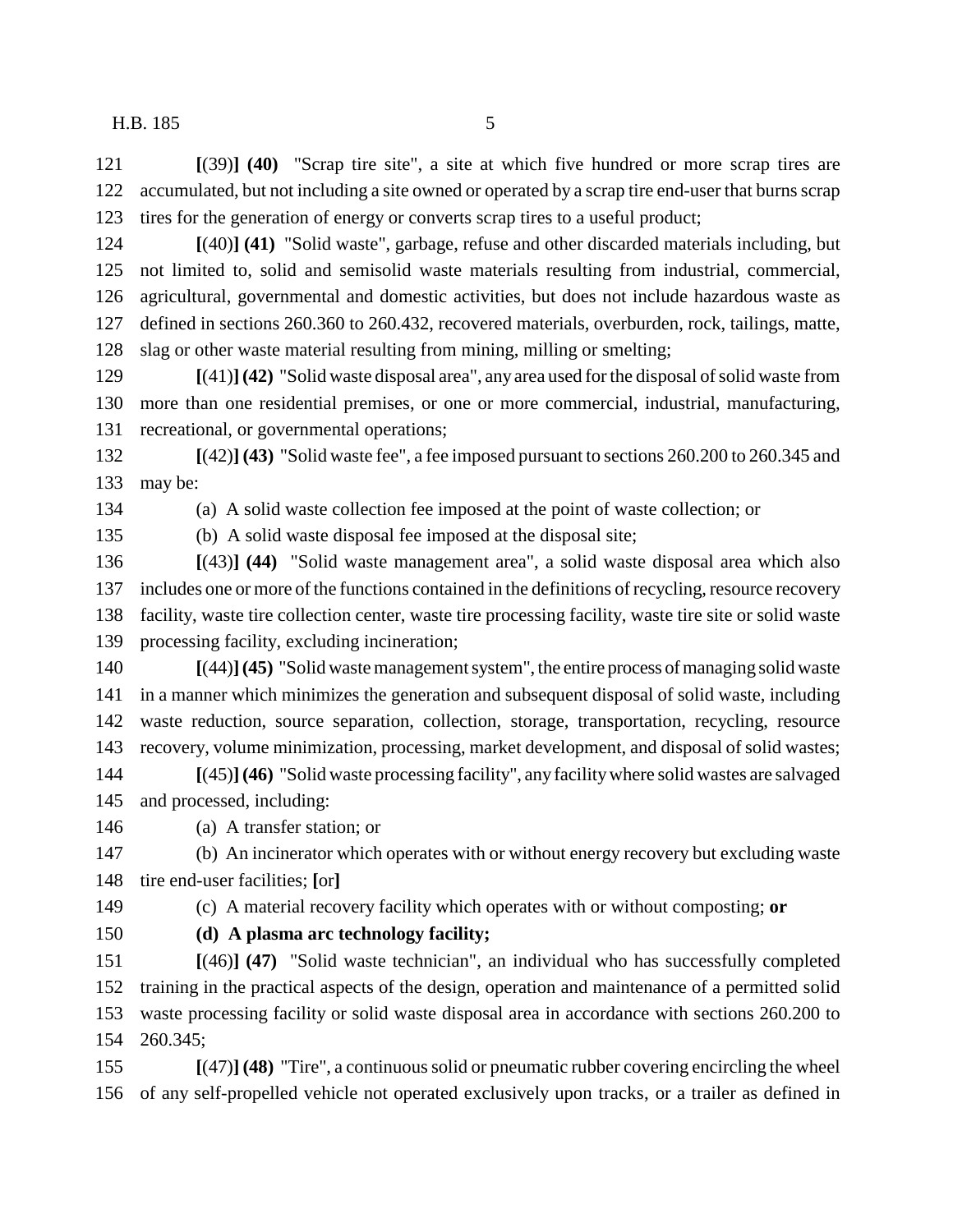**[**(39)**] (40)** "Scrap tire site", a site at which five hundred or more scrap tires are accumulated, but not including a site owned or operated by a scrap tire end-user that burns scrap tires for the generation of energy or converts scrap tires to a useful product;

**[**(40)**] (41)** "Solid waste", garbage, refuse and other discarded materials including, but not limited to, solid and semisolid waste materials resulting from industrial, commercial, agricultural, governmental and domestic activities, but does not include hazardous waste as defined in sections 260.360 to 260.432, recovered materials, overburden, rock, tailings, matte, slag or other waste material resulting from mining, milling or smelting;

**[**(41)**] (42)** "Solid waste disposal area", any area used for the disposal of solid waste from more than one residential premises, or one or more commercial, industrial, manufacturing, recreational, or governmental operations;

**[**(42)**] (43)** "Solid waste fee", a fee imposed pursuant to sections 260.200 to 260.345 and may be:

(a) A solid waste collection fee imposed at the point of waste collection; or

(b) A solid waste disposal fee imposed at the disposal site;

**[**(43)**] (44)** "Solid waste management area", a solid waste disposal area which also includes one or more of the functions contained in the definitions of recycling, resource recovery facility, waste tire collection center, waste tire processing facility, waste tire site or solid waste processing facility, excluding incineration;

**[**(44)**] (45)** "Solid waste management system", the entire process of managing solid waste in a manner which minimizes the generation and subsequent disposal of solid waste, including waste reduction, source separation, collection, storage, transportation, recycling, resource recovery, volume minimization, processing, market development, and disposal of solid wastes;

**[**(45)**] (46)** "Solid waste processing facility", any facility where solid wastes are salvaged and processed, including:

(a) A transfer station; or

(b) An incinerator which operates with or without energy recovery but excluding waste tire end-user facilities; **[**or**]**

(c) A material recovery facility which operates with or without composting; **or**

**(d) A plasma arc technology facility;**

**[**(46)**] (47)** "Solid waste technician", an individual who has successfully completed training in the practical aspects of the design, operation and maintenance of a permitted solid waste processing facility or solid waste disposal area in accordance with sections 260.200 to 260.345;

**[**(47)**] (48)** "Tire", a continuous solid or pneumatic rubber covering encircling the wheel of any self-propelled vehicle not operated exclusively upon tracks, or a trailer as defined in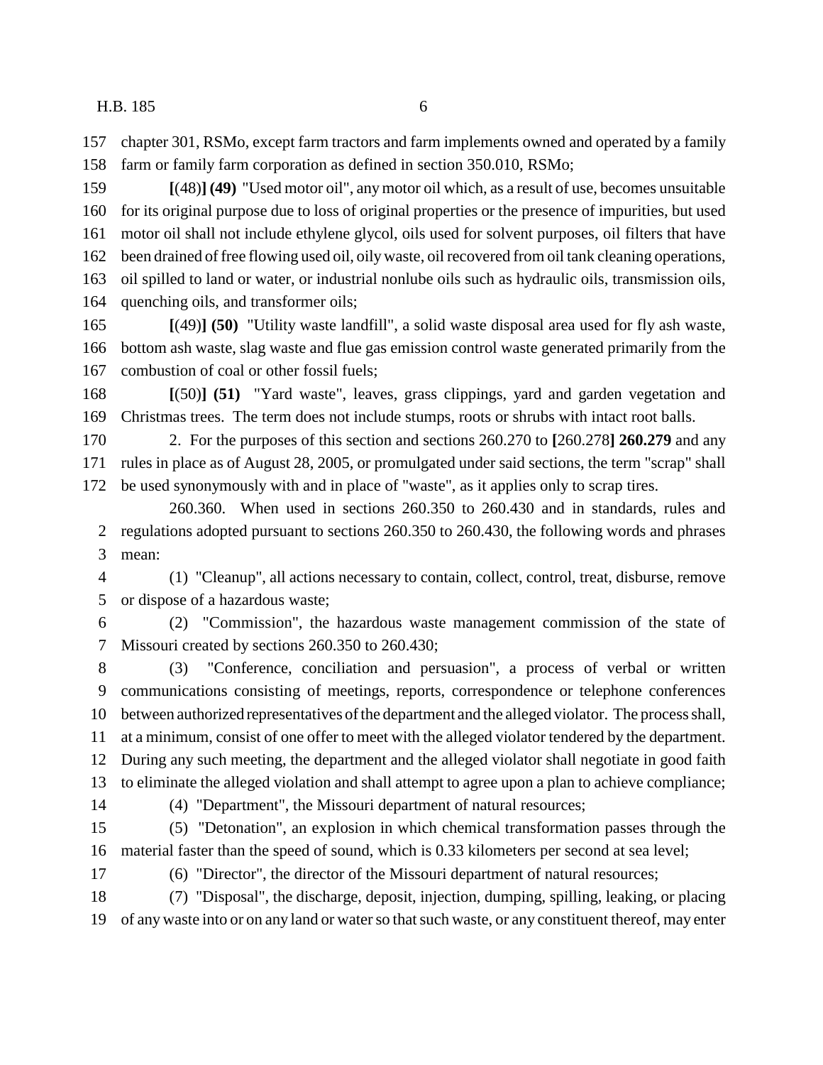chapter 301, RSMo, except farm tractors and farm implements owned and operated by a family farm or family farm corporation as defined in section 350.010, RSMo;

[(48)] **(49)** "Used motor oil", any motor oil which, as a result of use, becomes unsuitable for its original purpose due to loss of original properties or the presence of impurities, but used motor oil shall not include ethylene glycol, oils used for solvent purposes, oil filters that have been drained of free flowing used oil, oily waste, oil recovered from oil tank cleaning operations, oil spilled to land or water, or industrial nonlube oils such as hydraulic oils, transmission oils, quenching oils, and transformer oils;

[(49)] **(50)** "Utility waste landfill", a solid waste disposal area used for fly ash waste, bottom ash waste, slag waste and flue gas emission control waste generated primarily from the combustion of coal or other fossil fuels;

[(50)] **(51)** "Yard waste", leaves, grass clippings, yard and garden vegetation and Christmas trees. The term does not include stumps, roots or shrubs with intact root balls.

2. For the purposes of this section and sections 260.270 to [260.278] **260.279** and any rules in place as of August 28, 2005, or promulgated under said sections, the term "scrap" shall be used synonymously with and in place of "waste", as it applies only to scrap tires.

260.360. When used in sections 260.350 to 260.430 and in standards, rules and regulations adopted pursuant to sections 260.350 to 260.430, the following words and phrases mean:

(1) "Cleanup", all actions necessary to contain, collect, control, treat, disburse, remove or dispose of a hazardous waste;

(2) "Commission", the hazardous waste management commission of the state of Missouri created by sections 260.350 to 260.430;

(3) "Conference, conciliation and persuasion", a process of verbal or written communications consisting of meetings, reports, correspondence or telephone conferences between authorized representatives of the department and the alleged violator. The process shall, at a minimum, consist of one offer to meet with the alleged violator tendered by the department. During any such meeting, the department and the alleged violator shall negotiate in good faith to eliminate the alleged violation and shall attempt to agree upon a plan to achieve compliance;

(4) "Department", the Missouri department of natural resources;

(5) "Detonation", an explosion in which chemical transformation passes through the material faster than the speed of sound, which is 0.33 kilometers per second at sea level;

(6) "Director", the director of the Missouri department of natural resources;

(7) "Disposal", the discharge, deposit, injection, dumping, spilling, leaking, or placing of any waste into or on any land or water so that such waste, or any constituent thereof, may enter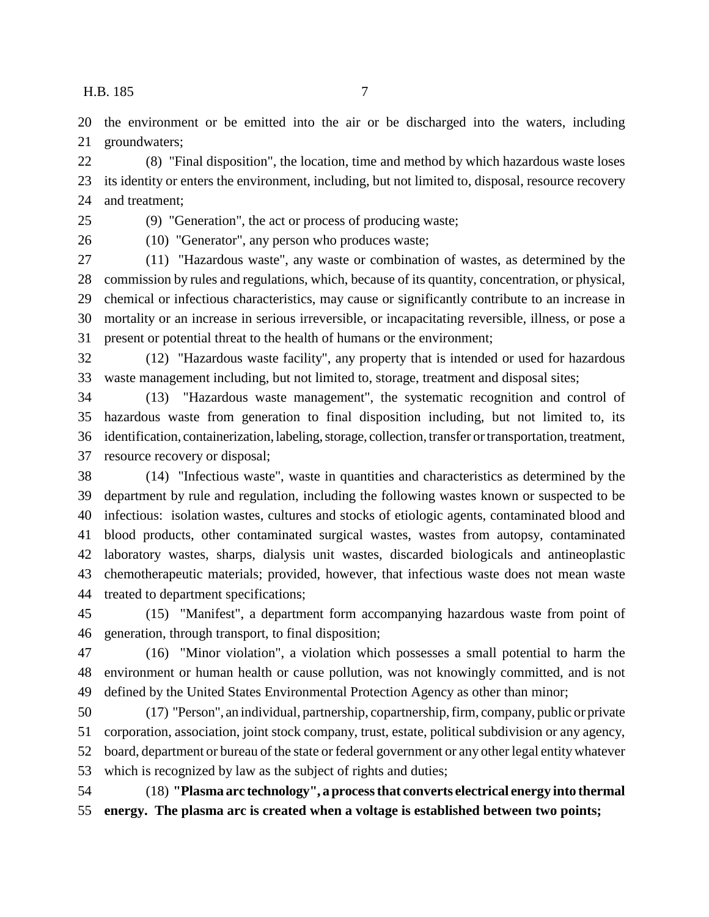the environment or be emitted into the air or be discharged into the waters, including groundwaters;

(8) "Final disposition", the location, time and method by which hazardous waste loses its identity or enters the environment, including, but not limited to, disposal, resource recovery and treatment;

(9) "Generation", the act or process of producing waste;

(10) "Generator", any person who produces waste;

(11) "Hazardous waste", any waste or combination of wastes, as determined by the commission by rules and regulations, which, because of its quantity, concentration, or physical, chemical or infectious characteristics, may cause or significantly contribute to an increase in mortality or an increase in serious irreversible, or incapacitating reversible, illness, or pose a present or potential threat to the health of humans or the environment;

(12) "Hazardous waste facility", any property that is intended or used for hazardous waste management including, but not limited to, storage, treatment and disposal sites;

(13) "Hazardous waste management", the systematic recognition and control of hazardous waste from generation to final disposition including, but not limited to, its identification, containerization, labeling, storage, collection, transfer or transportation, treatment, resource recovery or disposal;

(14) "Infectious waste", waste in quantities and characteristics as determined by the department by rule and regulation, including the following wastes known or suspected to be infectious: isolation wastes, cultures and stocks of etiologic agents, contaminated blood and blood products, other contaminated surgical wastes, wastes from autopsy, contaminated laboratory wastes, sharps, dialysis unit wastes, discarded biologicals and antineoplastic chemotherapeutic materials; provided, however, that infectious waste does not mean waste treated to department specifications;

(15) "Manifest", a department form accompanying hazardous waste from point of generation, through transport, to final disposition;

(16) "Minor violation", a violation which possesses a small potential to harm the environment or human health or cause pollution, was not knowingly committed, and is not defined by the United States Environmental Protection Agency as other than minor;

(17) "Person", an individual, partnership, copartnership, firm, company, public or private corporation, association, joint stock company, trust, estate, political subdivision or any agency, board, department or bureau of the state or federal government or any other legal entity whatever which is recognized by law as the subject of rights and duties;

(18) **"Plasma arc technology", a process that converts electrical energy into thermal energy. The plasma arc is created when a voltage is established between two points;**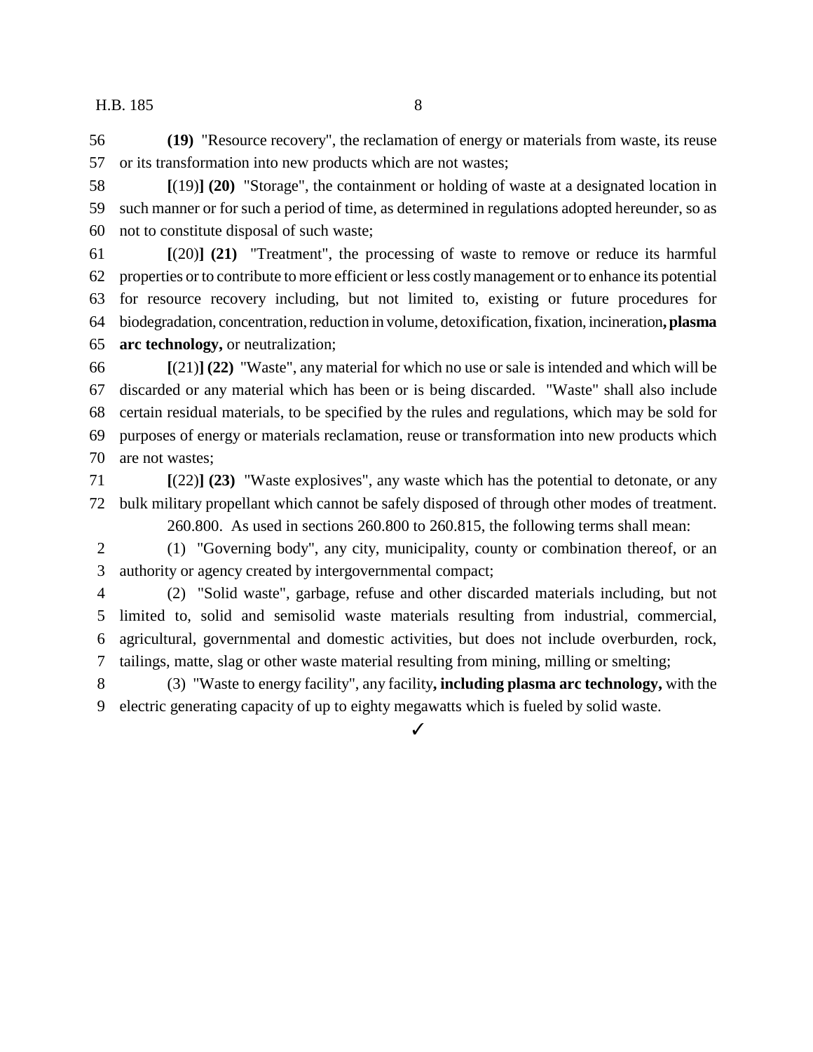**(19)** "Resource recovery", the reclamation of energy or materials from waste, its reuse or its transformation into new products which are not wastes;

**[**(19)**] (20)** "Storage", the containment or holding of waste at a designated location in such manner or for such a period of time, as determined in regulations adopted hereunder, so as not to constitute disposal of such waste;

**[**(20)**] (21)** "Treatment", the processing of waste to remove or reduce its harmful properties or to contribute to more efficient or less costly management or to enhance its potential for resource recovery including, but not limited to, existing or future procedures for biodegradation, concentration, reduction in volume, detoxification, fixation, incineration**, plasma arc technology,** or neutralization;

**[**(21)**] (22)** "Waste", any material for which no use or sale is intended and which will be discarded or any material which has been or is being discarded. "Waste" shall also include certain residual materials, to be specified by the rules and regulations, which may be sold for purposes of energy or materials reclamation, reuse or transformation into new products which are not wastes;

**[**(22)**] (23)** "Waste explosives", any waste which has the potential to detonate, or any bulk military propellant which cannot be safely disposed of through other modes of treatment.

260.800. As used in sections 260.800 to 260.815, the following terms shall mean:

(1) "Governing body", any city, municipality, county or combination thereof, or an authority or agency created by intergovernmental compact;

(2) "Solid waste", garbage, refuse and other discarded materials including, but not limited to, solid and semisolid waste materials resulting from industrial, commercial, agricultural, governmental and domestic activities, but does not include overburden, rock, tailings, matte, slag or other waste material resulting from mining, milling or smelting;

(3) "Waste to energy facility", any facility**, including plasma arc technology,** with the electric generating capacity of up to eighty megawatts which is fueled by solid waste.

✓